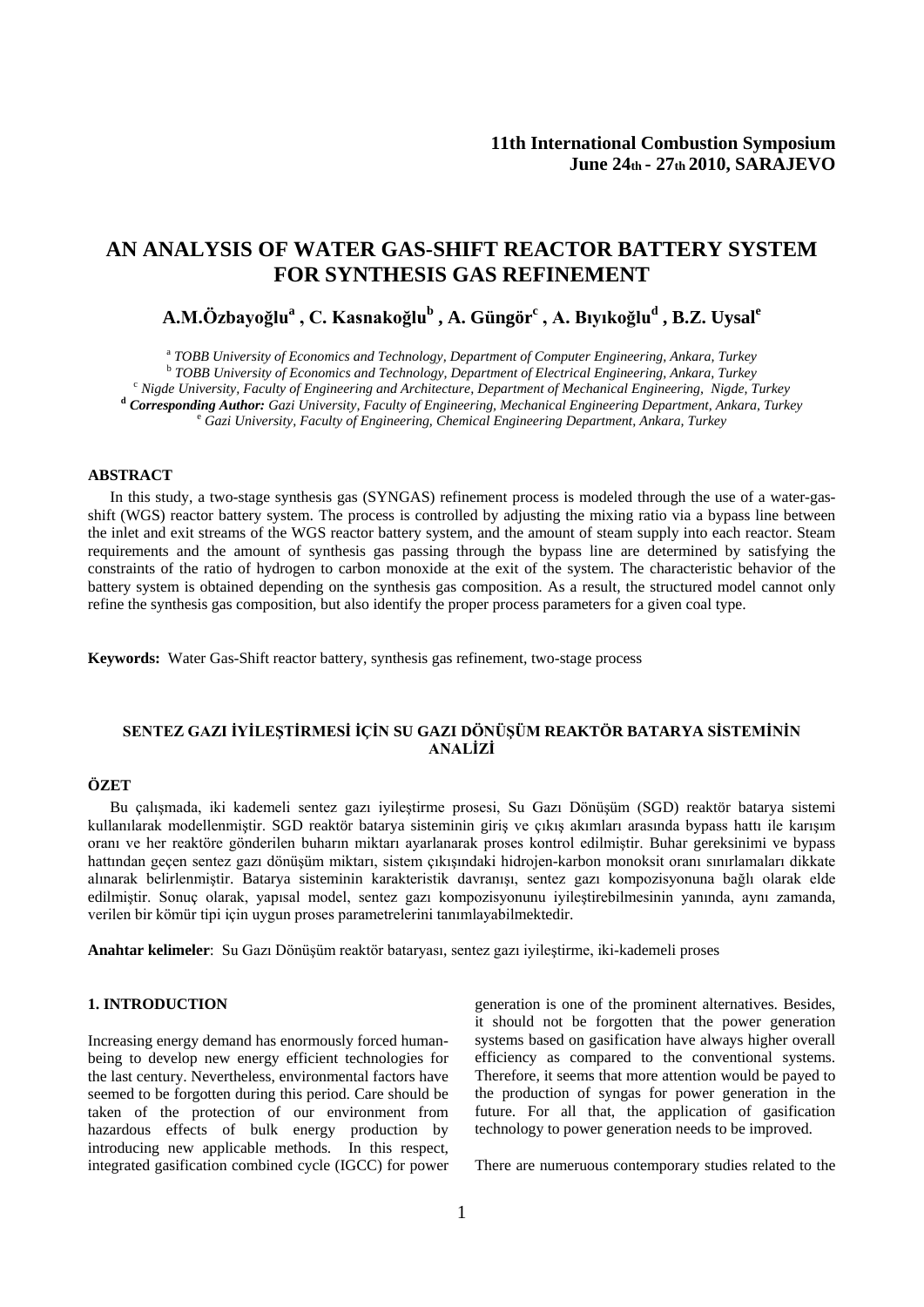11th International Combustion Symposium
June 24th - 27th 2010, SARAJEVO

# AN ANALYSIS OF WATER GAS-SHIFT REACTOR BATTERY SYSTEM FOR SYNTHESIS GAS REFINEMENT

**A.M.Özbayoğlu[a] , C. Kasnakoğlu[b] , A. Güngör[c] , A. Bıyıkoğlu[d] , B.Z. Uysal[e]**

[a] *TOBB University of Economics and Technology, Department of Computer Engineering, Ankara, Turkey*
[b] *TOBB University of Economics and Technology, Department of Electrical Engineering, Ankara, Turkey*
[c] *Nigde University, Faculty of Engineering and Architecture, Department of Mechanical Engineering, Nigde, Turkey*
[d] ***Corresponding Author:*** *Gazi University, Faculty of Engineering, Mechanical Engineering Department, Ankara, Turkey*
[e] *Gazi University, Faculty of Engineering, Chemical Engineering Department, Ankara, Turkey*

## ABSTRACT

In this study, a two-stage synthesis gas (SYNGAS) refinement process is modeled through the use of a water-gas-shift (WGS) reactor battery system. The process is controlled by adjusting the mixing ratio via a bypass line between the inlet and exit streams of the WGS reactor battery system, and the amount of steam supply into each reactor. Steam requirements and the amount of synthesis gas passing through the bypass line are determined by satisfying the constraints of the ratio of hydrogen to carbon monoxide at the exit of the system. The characteristic behavior of the battery system is obtained depending on the synthesis gas composition. As a result, the structured model cannot only refine the synthesis gas composition, but also identify the proper process parameters for a given coal type.

**Keywords:** Water Gas-Shift reactor battery, synthesis gas refinement, two-stage process

## SENTEZ GAZI İYİLEŞTİRMESİ İÇİN SU GAZI DÖNÜŞÜM REAKTÖR BATARYA SİSTEMİNİN ANALİZİ

## ÖZET

Bu çalışmada, iki kademeli sentez gazı iyileştirme prosesi, Su Gazı Dönüşüm (SGD) reaktör batarya sistemi kullanılarak modellenmiştir. SGD reaktör batarya sisteminin giriş ve çıkış akımları arasında bypass hattı ile karışım oranı ve her reaktöre gönderilen buharın miktarı ayarlanarak proses kontrol edilmiştir. Buhar gereksinimi ve bypass hattından geçen sentez gazı dönüşüm miktarı, sistem çıkışındaki hidrojen-karbon monoksit oranı sınırlamaları dikkate alınarak belirlenmiştir. Batarya sisteminin karakteristik davranışı, sentez gazı kompozisyonuna bağlı olarak elde edilmiştir. Sonuç olarak, yapısal model, sentez gazı kompozisyonunu iyileştirebilmesinin yanında, aynı zamanda, verilen bir kömür tipi için uygun proses parametrelerini tanımlayabilmektedir.

**Anahtar kelimeler**: Su Gazı Dönüşüm reaktör bataryası, sentez gazı iyileştirme, iki-kademeli proses

## 1. INTRODUCTION

Increasing energy demand has enormously forced human-being to develop new energy efficient technologies for the last century. Nevertheless, environmental factors have seemed to be forgotten during this period. Care should be taken of the protection of our environment from hazardous effects of bulk energy production by introducing new applicable methods. In this respect, integrated gasification combined cycle (IGCC) for power generation is one of the prominent alternatives. Besides, it should not be forgotten that the power generation systems based on gasification have always higher overall efficiency as compared to the conventional systems. Therefore, it seems that more attention would be payed to the production of syngas for power generation in the future. For all that, the application of gasification technology to power generation needs to be improved.

There are numeruous contemporary studies related to the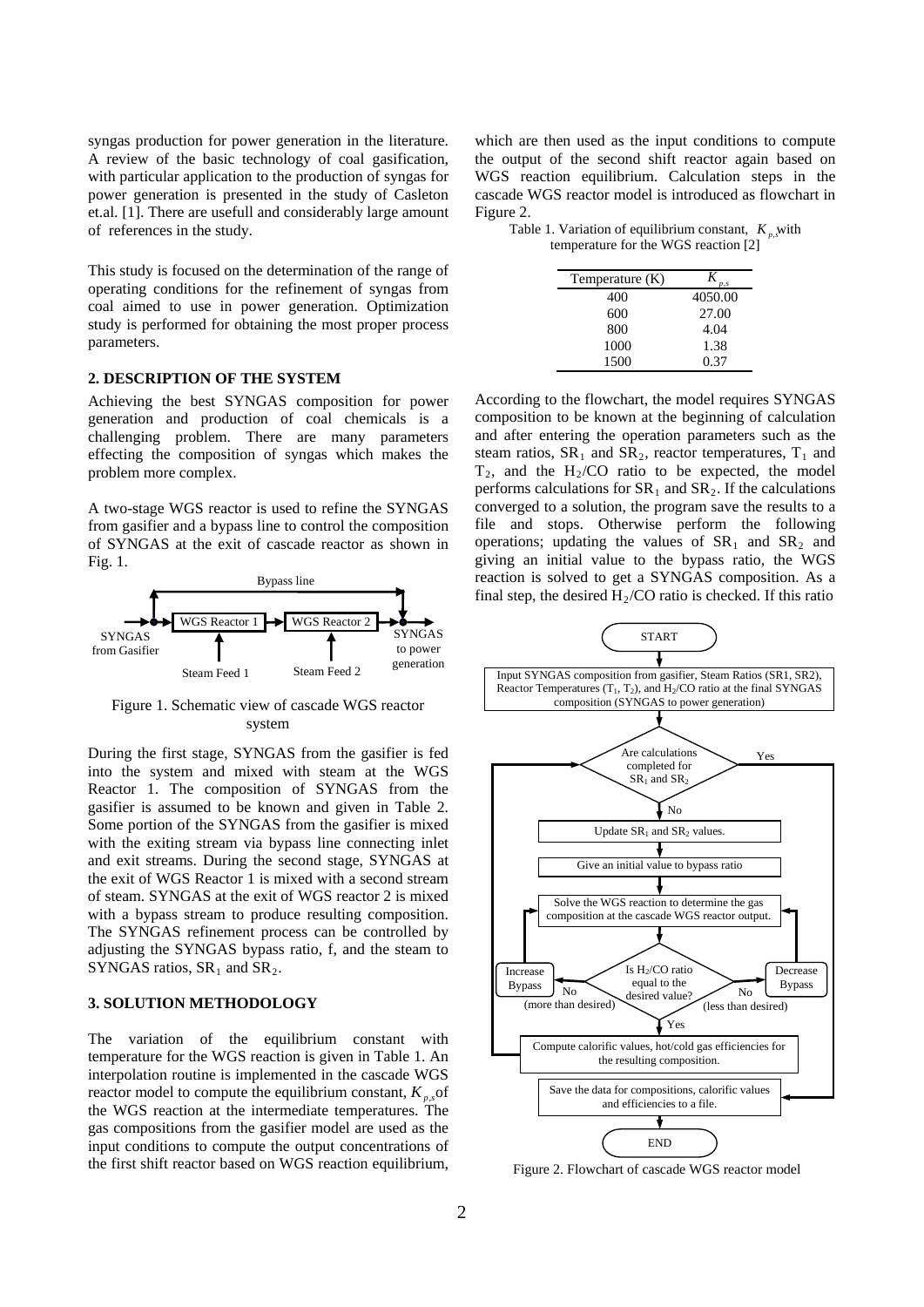syngas production for power generation in the literature. A review of the basic technology of coal gasification, with particular application to the production of syngas for power generation is presented in the study of Casleton et.al. [1]. There are usefull and considerably large amount of references in the study.

This study is focused on the determination of the range of operating conditions for the refinement of syngas from coal aimed to use in power generation. Optimization study is performed for obtaining the most proper process parameters.

## 2. DESCRIPTION OF THE SYSTEM

Achieving the best SYNGAS composition for power generation and production of coal chemicals is a challenging problem. There are many parameters effecting the composition of syngas which makes the problem more complex.

A two-stage WGS reactor is used to refine the SYNGAS from gasifier and a bypass line to control the composition of SYNGAS at the exit of cascade reactor as shown in Fig. 1.

Bypass line

SYNGAS from Gasifier → WGS Reactor 1 → WGS Reactor 2 → SYNGAS to power generation

Steam Feed 1 | Steam Feed 2

Figure 1. Schematic view of cascade WGS reactor system

During the first stage, SYNGAS from the gasifier is fed into the system and mixed with steam at the WGS Reactor 1. The composition of SYNGAS from the gasifier is assumed to be known and given in Table 2. Some portion of the SYNGAS from the gasifier is mixed with the exiting stream via bypass line connecting inlet and exit streams. During the second stage, SYNGAS at the exit of WGS Reactor 1 is mixed with a second stream of steam. SYNGAS at the exit of WGS reactor 2 is mixed with a bypass stream to produce resulting composition. The SYNGAS refinement process can be controlled by adjusting the SYNGAS bypass ratio, f, and the steam to SYNGAS ratios, $SR_1$ and $SR_2$.

## 3. SOLUTION METHODOLIGY

The variation of the equilibrium constant with temperature for the WGS reaction is given in Table 1. An interpolation routine is implemented in the cascade WGS reactor model to compute the equilibrium constant, $K_{p,s}$ of the WGS reaction at the intermediate temperatures. The gas compositions from the gasifier model are used as the input conditions to compute the output concentrations of the first shift reactor based on WGS reaction equilibrium, which are then used as the input conditions to compute the output of the second shift reactor again based on WGS reaction equilibrium. Calculation steps in the cascade WGS reactor model is introduced as flowchart in Figure 2.

Table 1. Variation of equilibrium constant, $K_{p,s}$ with temperature for the WGS reaction [2]

| Temperature (K) | $K_{p,s}$ |
|---|---|
| 400 | 4050.00 |
| 600 | 27.00 |
| 800 | 4.04 |
| 1000 | 1.38 |
| 1500 | 0.37 |

According to the flowchart, the model requires SYNGAS composition to be known at the beginning of calculation and after entering the operation parameters such as the steam ratios, $SR_1$ and $SR_2$, reactor temperatures, $T_1$ and $T_2$, and the $H_2$/CO ratio to be expected, the model performs calculations for $SR_1$ and $SR_2$. If the calculations converged to a solution, the program save the results to a file and stops. Otherwise perform the following operations; updating the values of $SR_1$ and $SR_2$ and giving an initial value to the bypass ratio, the WGS reaction is solved to get a SYNGAS composition. As a final step, the desired $H_2$/CO ratio is checked. If this ratio

START

Input SYNGAS composition from gasifier, Steam Ratios (SR1, SR2), Reactor Temperatures ($T_1$, $T_2$), and $H_2$/CO ratio at the final SYNGAS composition (SYNGAS to power generation)

Are calculations completed for $SR_1$ and $SR_2$ — Yes / No

Update $SR_1$ and $SR_2$ values.

Give an initial value to bypass ratio

Solve the WGS reaction to determine the gas composition at the cascade WGS reactor output.

Is $H_2$/CO ratio equal to the desired value? — No (more than desired): Increase Bypass; No (less than desired): Decrease Bypass; Yes

Compute calorific values, hot/cold gas efficiencies for the resulting composition.

Save the data for compositions, calorific values and efficiencies to a file.

END

Figure 2. Flowchart of cascade WGS reactor model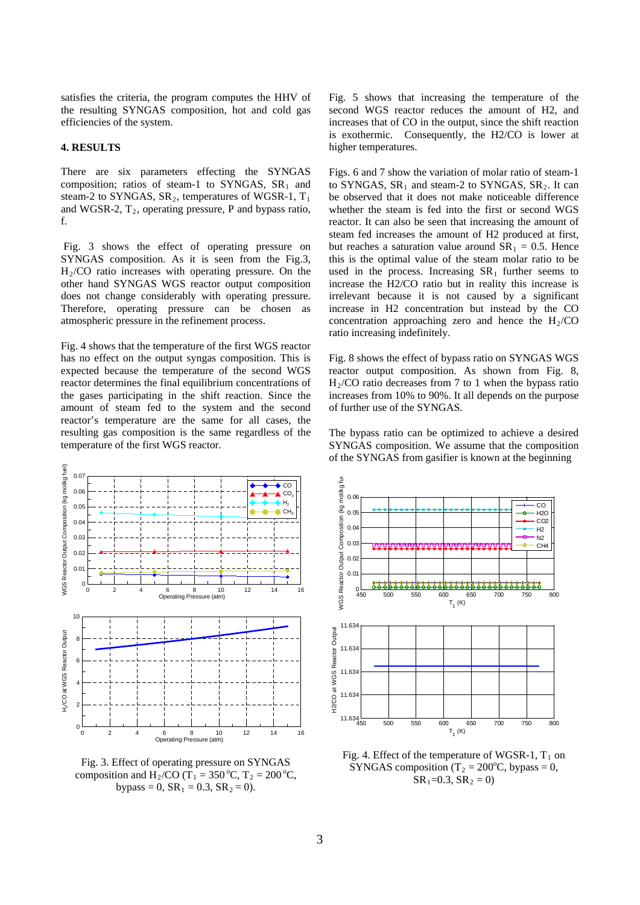satisfies the criteria, the program computes the HHV of the resulting SYNGAS composition, hot and cold gas efficiencies of the system.

## 4. RESULTS

There are six parameters effecting the SYNGAS composition; ratios of steam-1 to SYNGAS, $SR_1$ and steam-2 to SYNGAS, $SR_2$, temperatures of WGSR-1, $T_1$ and WGSR-2, $T_2$, operating pressure, P and bypass ratio, f.

Fig. 3 shows the effect of operating pressure on SYNGAS composition. As it is seen from the Fig.3, $H_2/CO$ ratio increases with operating pressure. On the other hand SYNGAS WGS reactor output composition does not change considerably with operating pressure. Therefore, operating pressure can be chosen as atmospheric pressure in the refinement process.

Fig. 4 shows that the temperature of the first WGS reactor has no effect on the output syngas composition. This is expected because the temperature of the second WGS reactor determines the final equilibrium concentrations of the gases participating in the shift reaction. Since the amount of steam fed to the system and the second reactor's temperature are the same for all cases, the resulting gas composition is the same regardless of the temperature of the first WGS reactor.

Fig. 3. Effect of operating pressure on SYNGAS composition and $H_2/CO$ ($T_1 = 350\,^{o}C$, $T_2 = 200\,^{o}C$, bypass = 0, $SR_1 = 0.3$, $SR_2 = 0$).

Fig. 5 shows that increasing the temperature of the second WGS reactor reduces the amount of H2, and increases that of CO in the output, since the shift reaction is exothermic. Consequently, the H2/CO is lower at higher temperatures.

Figs. 6 and 7 show the variation of molar ratio of steam-1 to SYNGAS, $SR_1$ and steam-2 to SYNGAS, $SR_2$. It can be observed that it does not make noticeable difference whether the steam is fed into the first or second WGS reactor. It can also be seen that increasing the amount of steam fed increases the amount of H2 produced at first, but reaches a saturation value around $SR_1 = 0.5$. Hence this is the optimal value of the steam molar ratio to be used in the process. Increasing $SR_1$ further seems to increase the H2/CO ratio but in reality this increase is irrelevant because it is not caused by a significant increase in H2 concentration but instead by the CO concentration approaching zero and hence the $H_2/CO$ ratio increasing indefinitely.

Fig. 8 shows the effect of bypass ratio on SYNGAS WGS reactor output composition. As shown from Fig. 8, $H_2/CO$ ratio decreases from 7 to 1 when the bypass ratio increases from 10% to 90%. It all depends on the purpose of further use of the SYNGAS.

The bypass ratio can be optimized to achieve a desired SYNGAS composition. We assume that the composition of the SYNGAS from gasifier is known at the beginning

Fig. 4. Effect of the temperature of WGSR-1, $T_1$ on SYNGAS composition ($T_2 = 200^{o}C$, bypass = 0, $SR_1=0.3$, $SR_2 = 0$)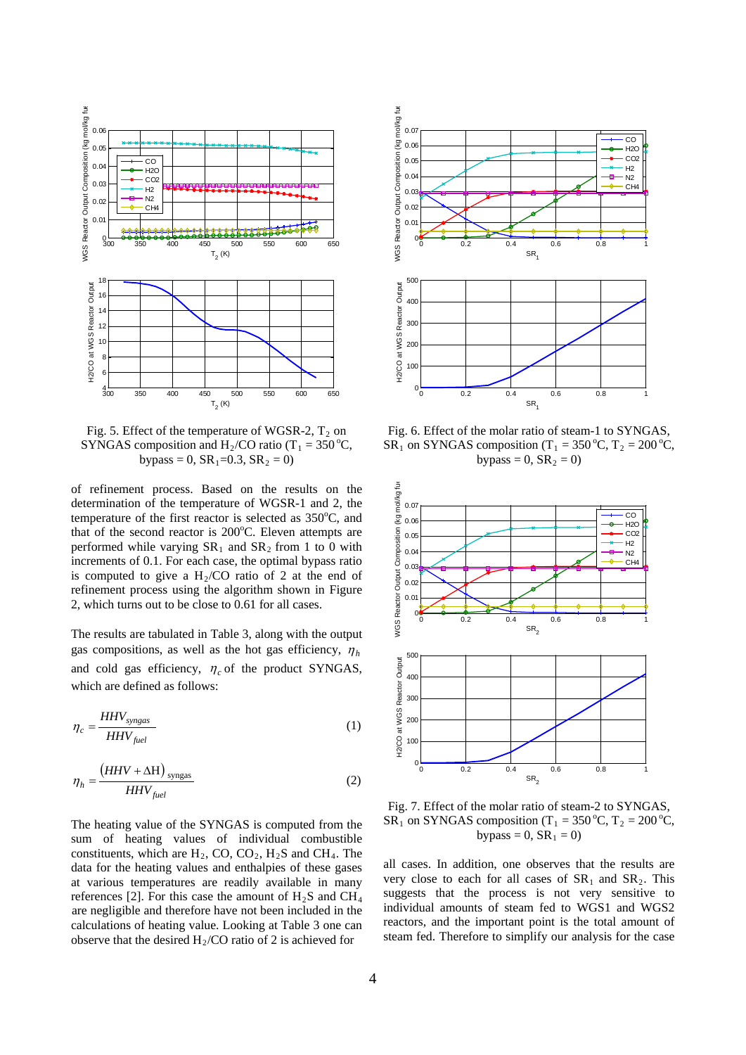Fig. 5. Effect of the temperature of WGSR-2, $T_2$ on SYNGAS composition and $H_2/CO$ ratio ($T_1 = 350\,^oC$, bypass = 0, $SR_1$=0.3, $SR_2$ = 0)

of refinement process. Based on the results on the determination of the temperature of WGSR-1 and 2, the temperature of the first reactor is selected as 350°C, and that of the second reactor is 200°C. Eleven attempts are performed while varying $SR_1$ and $SR_2$ from 1 to 0 with increments of 0.1. For each case, the optimal bypass ratio is computed to give a $H_2/CO$ ratio of 2 at the end of refinement process using the algorithm shown in Figure 2, which turns out to be close to 0.61 for all cases.

The results are tabulated in Table 3, along with the output gas compositions, as well as the hot gas efficiency, $\eta_h$ and cold gas efficiency, $\eta_c$ of the product SYNGAS, which are defined as follows:

$$\eta_c = \frac{HHV_{syngas}}{HHV_{fuel}} \tag{1}$$

$$\eta_h = \frac{(HHV + \Delta H)_{syngas}}{HHV_{fuel}} \tag{2}$$

The heating value of the SYNGAS is computed from the sum of heating values of individual combustible constituents, which are $H_2$, CO, $CO_2$, $H_2S$ and $CH_4$. The data for the heating values and enthalpies of these gases at various temperatures are readily available in many references [2]. For this case the amount of $H_2S$ and $CH_4$ are negligible and therefore have not been included in the calculations of heating value. Looking at Table 3 one can observe that the desired $H_2/CO$ ratio of 2 is achieved for

Fig. 6. Effect of the molar ratio of steam-1 to SYNGAS, $SR_1$ on SYNGAS composition ($T_1 = 350\,^oC$, $T_2 = 200\,^oC$, bypass = 0, $SR_2$ = 0)

Fig. 7. Effect of the molar ratio of steam-2 to SYNGAS, $SR_1$ on SYNGAS composition ($T_1 = 350\,^oC$, $T_2 = 200\,^oC$, bypass = 0, $SR_1$ = 0)

all cases. In addition, one observes that the results are very close to each for all cases of $SR_1$ and $SR_2$. This suggests that the process is not very sensitive to individual amounts of steam fed to WGS1 and WGS2 reactors, and the important point is the total amount of steam fed. Therefore to simplify our analysis for the case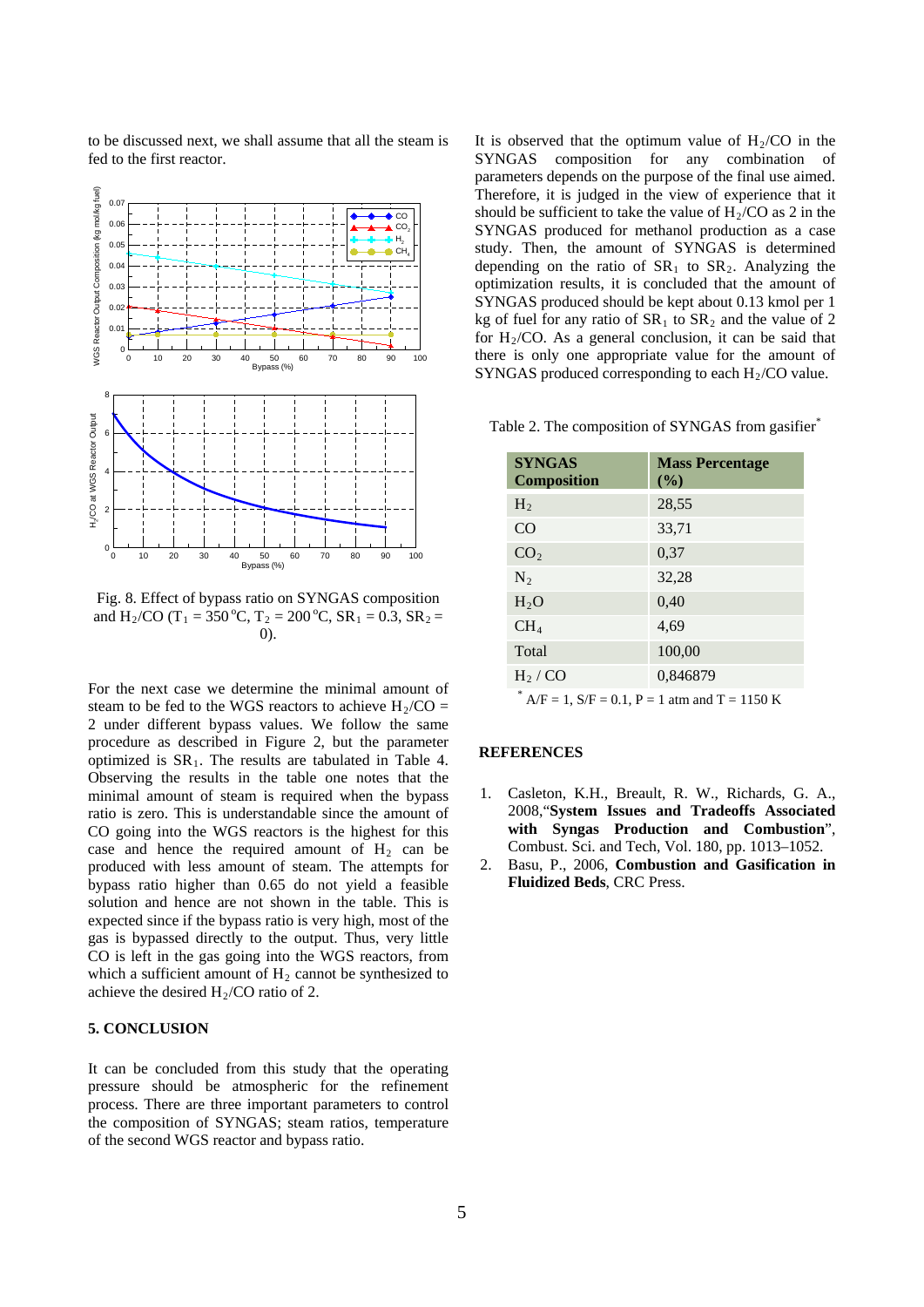to be discussed next, we shall assume that all the steam is fed to the first reactor.

Fig. 8. Effect of bypass ratio on SYNGAS composition and $H_2/CO$ ($T_1 = 350\,^oC$, $T_2 = 200\,^oC$, $SR_1 = 0.3$, $SR_2 = 0$).

For the next case we determine the minimal amount of steam to be fed to the WGS reactors to achieve $H_2/CO = 2$ under different bypass values. We follow the same procedure as described in Figure 2, but the parameter optimized is $SR_1$. The results are tabulated in Table 4. Observing the results in the table one notes that the minimal amount of steam is required when the bypass ratio is zero. This is understandable since the amount of CO going into the WGS reactors is the highest for this case and hence the required amount of $H_2$ can be produced with less amount of steam. The attempts for bypass ratio higher than 0.65 do not yield a feasible solution and hence are not shown in the table. This is expected since if the bypass ratio is very high, most of the gas is bypassed directly to the output. Thus, very little CO is left in the gas going into the WGS reactors, from which a sufficient amount of $H_2$ cannot be synthesized to achieve the desired $H_2/CO$ ratio of 2.

## 5. CONCLUSION

It can be concluded from this study that the operating pressure should be atmospheric for the refinement process. There are three important parameters to control the composition of SYNGAS; steam ratios, temperature of the second WGS reactor and bypass ratio.

It is observed that the optimum value of $H_2/CO$ in the SYNGAS composition for any combination of parameters depends on the purpose of the final use aimed. Therefore, it is judged in the view of experience that it should be sufficient to take the value of $H_2/CO$ as 2 in the SYNGAS produced for methanol production as a case study. Then, the amount of SYNGAS is determined depending on the ratio of $SR_1$ to $SR_2$. Analyzing the optimization results, it is concluded that the amount of SYNGAS produced should be kept about 0.13 kmol per 1 kg of fuel for any ratio of $SR_1$ to $SR_2$ and the value of 2 for $H_2/CO$. As a general conclusion, it can be said that there is only one appropriate value for the amount of SYNGAS produced corresponding to each $H_2/CO$ value.

Table 2. The composition of SYNGAS from gasifier*

| SYNGAS Composition | Mass Percentage (%) |
|---|---|
| $H_2$ | 28,55 |
| CO | 33,71 |
| $CO_2$ | 0,37 |
| $N_2$ | 32,28 |
| $H_2O$ | 0,40 |
| $CH_4$ | 4,69 |
| Total | 100,00 |
| $H_2$ / CO | 0,846879 |

* A/F = 1, S/F = 0.1, P = 1 atm and T = 1150 K

## REFERENCES

1. Casleton, K.H., Breault, R. W., Richards, G. A., 2008,"**System Issues and Tradeoffs Associated with Syngas Production and Combustion**", Combust. Sci. and Tech, Vol. 180, pp. 1013–1052.
2. Basu, P., 2006, **Combustion and Gasification in Fluidized Beds**, CRC Press.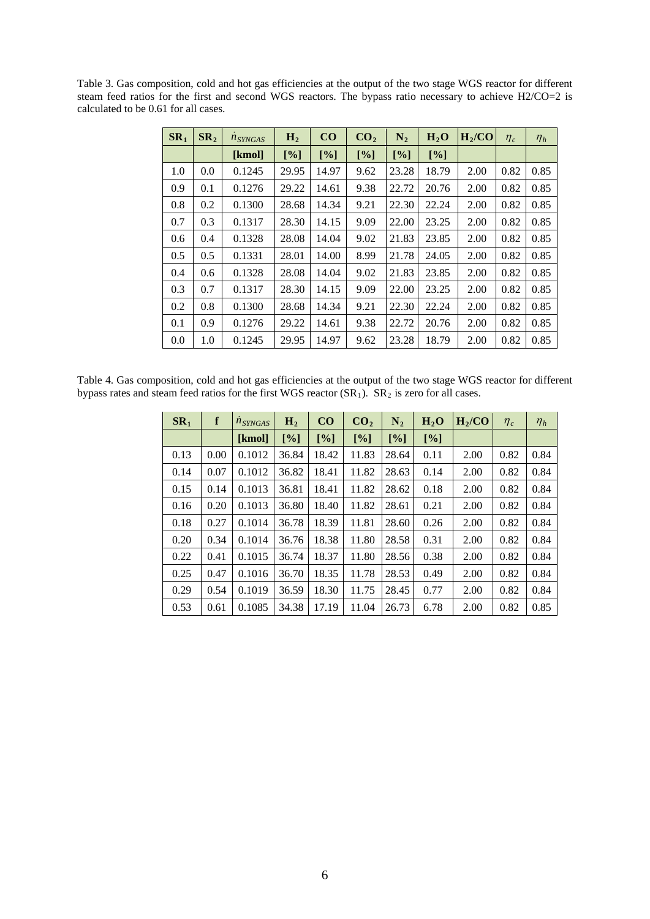Table 3. Gas composition, cold and hot gas efficiencies at the output of the two stage WGS reactor for different steam feed ratios for the first and second WGS reactors. The bypass ratio necessary to achieve H2/CO=2 is calculated to be 0.61 for all cases.

| $SR_1$ | $SR_2$ | $\dot{n}_{SYNGAS}$ | $H_2$ | CO | $CO_2$ | $N_2$ | $H_2O$ | $H_2$/CO | $\eta_c$ | $\eta_h$ |
|---|---|---|---|---|---|---|---|---|---|---|
| | | [kmol] | [%] | [%] | [%] | [%] | [%] | | | |
| 1.0 | 0.0 | 0.1245 | 29.95 | 14.97 | 9.62 | 23.28 | 18.79 | 2.00 | 0.82 | 0.85 |
| 0.9 | 0.1 | 0.1276 | 29.22 | 14.61 | 9.38 | 22.72 | 20.76 | 2.00 | 0.82 | 0.85 |
| 0.8 | 0.2 | 0.1300 | 28.68 | 14.34 | 9.21 | 22.30 | 22.24 | 2.00 | 0.82 | 0.85 |
| 0.7 | 0.3 | 0.1317 | 28.30 | 14.15 | 9.09 | 22.00 | 23.25 | 2.00 | 0.82 | 0.85 |
| 0.6 | 0.4 | 0.1328 | 28.08 | 14.04 | 9.02 | 21.83 | 23.85 | 2.00 | 0.82 | 0.85 |
| 0.5 | 0.5 | 0.1331 | 28.01 | 14.00 | 8.99 | 21.78 | 24.05 | 2.00 | 0.82 | 0.85 |
| 0.4 | 0.6 | 0.1328 | 28.08 | 14.04 | 9.02 | 21.83 | 23.85 | 2.00 | 0.82 | 0.85 |
| 0.3 | 0.7 | 0.1317 | 28.30 | 14.15 | 9.09 | 22.00 | 23.25 | 2.00 | 0.82 | 0.85 |
| 0.2 | 0.8 | 0.1300 | 28.68 | 14.34 | 9.21 | 22.30 | 22.24 | 2.00 | 0.82 | 0.85 |
| 0.1 | 0.9 | 0.1276 | 29.22 | 14.61 | 9.38 | 22.72 | 20.76 | 2.00 | 0.82 | 0.85 |
| 0.0 | 1.0 | 0.1245 | 29.95 | 14.97 | 9.62 | 23.28 | 18.79 | 2.00 | 0.82 | 0.85 |

Table 4. Gas composition, cold and hot gas efficiencies at the output of the two stage WGS reactor for different bypass rates and steam feed ratios for the first WGS reactor ($SR_1$). $SR_2$ is zero for all cases.

| $SR_1$ | f | $\dot{n}_{SYNGAS}$ | $H_2$ | CO | $CO_2$ | $N_2$ | $H_2O$ | $H_2$/CO | $\eta_c$ | $\eta_h$ |
|---|---|---|---|---|---|---|---|---|---|---|
| | | [kmol] | [%] | [%] | [%] | [%] | [%] | | | |
| 0.13 | 0.00 | 0.1012 | 36.84 | 18.42 | 11.83 | 28.64 | 0.11 | 2.00 | 0.82 | 0.84 |
| 0.14 | 0.07 | 0.1012 | 36.82 | 18.41 | 11.82 | 28.63 | 0.14 | 2.00 | 0.82 | 0.84 |
| 0.15 | 0.14 | 0.1013 | 36.81 | 18.41 | 11.82 | 28.62 | 0.18 | 2.00 | 0.82 | 0.84 |
| 0.16 | 0.20 | 0.1013 | 36.80 | 18.40 | 11.82 | 28.61 | 0.21 | 2.00 | 0.82 | 0.84 |
| 0.18 | 0.27 | 0.1014 | 36.78 | 18.39 | 11.81 | 28.60 | 0.26 | 2.00 | 0.82 | 0.84 |
| 0.20 | 0.34 | 0.1014 | 36.76 | 18.38 | 11.80 | 28.58 | 0.31 | 2.00 | 0.82 | 0.84 |
| 0.22 | 0.41 | 0.1015 | 36.74 | 18.37 | 11.80 | 28.56 | 0.38 | 2.00 | 0.82 | 0.84 |
| 0.25 | 0.47 | 0.1016 | 36.70 | 18.35 | 11.78 | 28.53 | 0.49 | 2.00 | 0.82 | 0.84 |
| 0.29 | 0.54 | 0.1019 | 36.59 | 18.30 | 11.75 | 28.45 | 0.77 | 2.00 | 0.82 | 0.84 |
| 0.53 | 0.61 | 0.1085 | 34.38 | 17.19 | 11.04 | 26.73 | 6.78 | 2.00 | 0.82 | 0.85 |